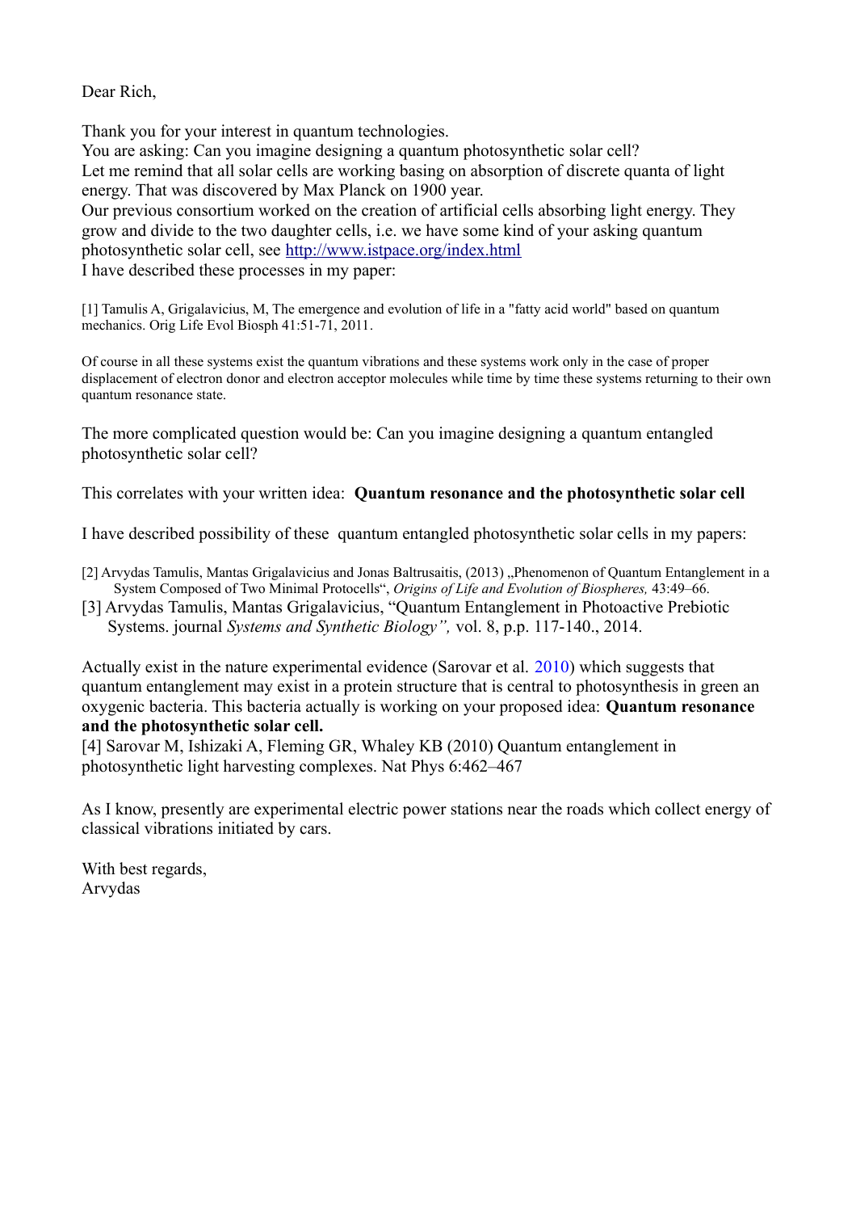Dear Rich,

Thank you for your interest in quantum technologies.
You are asking: Can you imagine designing a quantum photosynthetic solar cell?
Let me remind that all solar cells are working basing on absorption of discrete quanta of light energy. That was discovered by Max Planck on 1900 year.
Our previous consortium worked on the creation of artificial cells absorbing light energy. They grow and divide to the two daughter cells, i.e. we have some kind of your asking quantum photosynthetic solar cell, see http://www.istpace.org/index.html
I have described these processes in my paper:

[1] Tamulis A, Grigalavicius, M, The emergence and evolution of life in a "fatty acid world" based on quantum mechanics. Orig Life Evol Biosph 41:51-71, 2011.

Of course in all these systems exist the quantum vibrations and these systems work only in the case of proper displacement of electron donor and electron acceptor molecules while time by time these systems returning to their own quantum resonance state.

The more complicated question would be: Can you imagine designing a quantum entangled photosynthetic solar cell?

This correlates with your written idea: **Quantum resonance and the photosynthetic solar cell**

I have described possibility of these quantum entangled photosynthetic solar cells in my papers:

[2] Arvydas Tamulis, Mantas Grigalavicius and Jonas Baltrusaitis, (2013) „Phenomenon of Quantum Entanglement in a System Composed of Two Minimal Protocells", *Origins of Life and Evolution of Biospheres,* 43:49–66.
[3] Arvydas Tamulis, Mantas Grigalavicius, "Quantum Entanglement in Photoactive Prebiotic Systems. journal *Systems and Synthetic Biology",* vol. 8, p.p. 117-140., 2014.

Actually exist in the nature experimental evidence (Sarovar et al. 2010) which suggests that quantum entanglement may exist in a protein structure that is central to photosynthesis in green an oxygenic bacteria. This bacteria actually is working on your proposed idea: **Quantum resonance and the photosynthetic solar cell.**
[4] Sarovar M, Ishizaki A, Fleming GR, Whaley KB (2010) Quantum entanglement in photosynthetic light harvesting complexes. Nat Phys 6:462–467

As I know, presently are experimental electric power stations near the roads which collect energy of classical vibrations initiated by cars.

With best regards,
Arvydas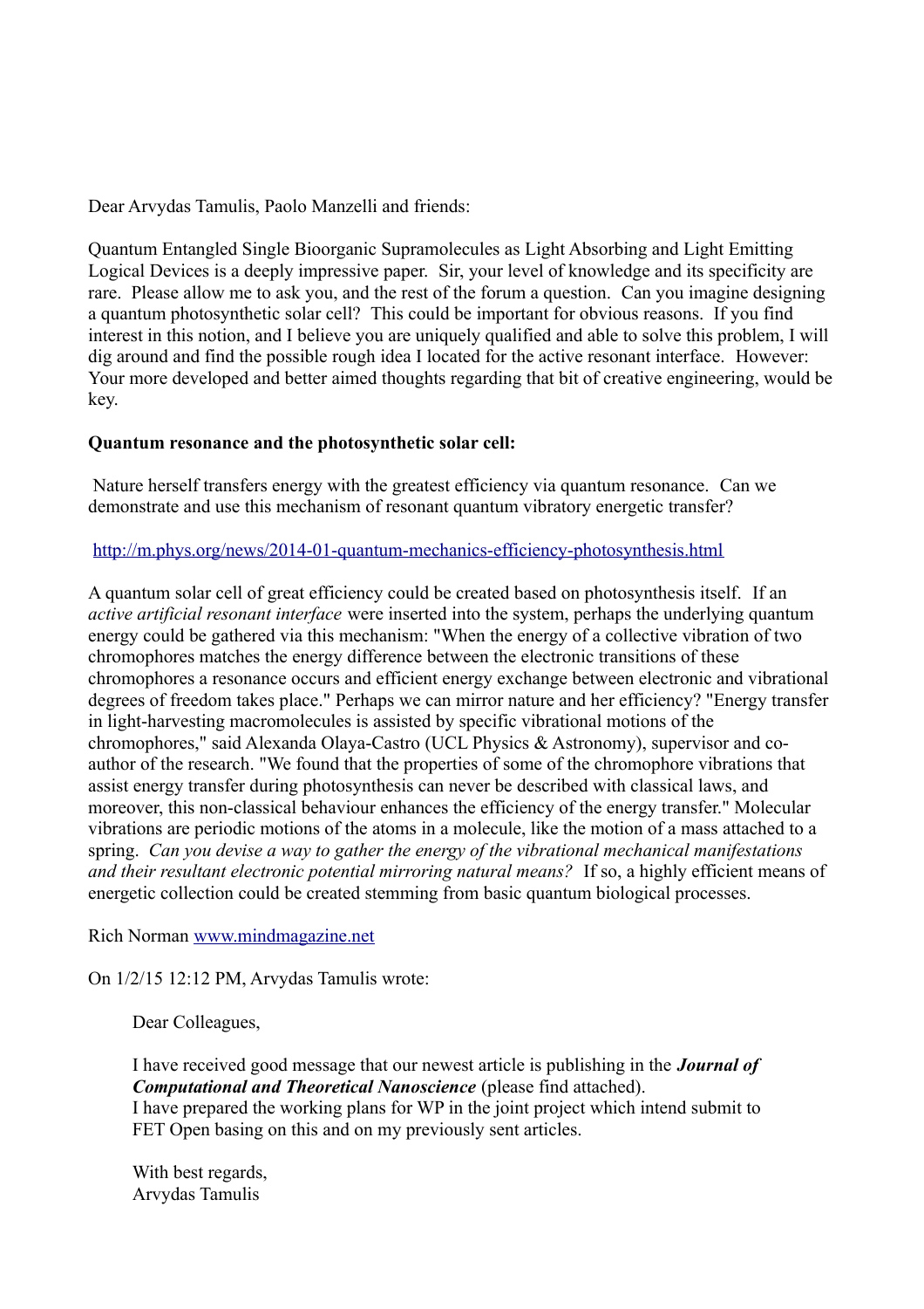Dear Arvydas Tamulis, Paolo Manzelli and friends:

Quantum Entangled Single Bioorganic Supramolecules as Light Absorbing and Light Emitting Logical Devices is a deeply impressive paper. Sir, your level of knowledge and its specificity are rare. Please allow me to ask you, and the rest of the forum a question. Can you imagine designing a quantum photosynthetic solar cell? This could be important for obvious reasons. If you find interest in this notion, and I believe you are uniquely qualified and able to solve this problem, I will dig around and find the possible rough idea I located for the active resonant interface. However: Your more developed and better aimed thoughts regarding that bit of creative engineering, would be key.

**Quantum resonance and the photosynthetic solar cell:**

Nature herself transfers energy with the greatest efficiency via quantum resonance. Can we demonstrate and use this mechanism of resonant quantum vibratory energetic transfer?

http://m.phys.org/news/2014-01-quantum-mechanics-efficiency-photosynthesis.html

A quantum solar cell of great efficiency could be created based on photosynthesis itself. If an *active artificial resonant interface* were inserted into the system, perhaps the underlying quantum energy could be gathered via this mechanism: "When the energy of a collective vibration of two chromophores matches the energy difference between the electronic transitions of these chromophores a resonance occurs and efficient energy exchange between electronic and vibrational degrees of freedom takes place." Perhaps we can mirror nature and her efficiency? "Energy transfer in light-harvesting macromolecules is assisted by specific vibrational motions of the chromophores," said Alexanda Olaya-Castro (UCL Physics & Astronomy), supervisor and co-author of the research. "We found that the properties of some of the chromophore vibrations that assist energy transfer during photosynthesis can never be described with classical laws, and moreover, this non-classical behaviour enhances the efficiency of the energy transfer." Molecular vibrations are periodic motions of the atoms in a molecule, like the motion of a mass attached to a spring. *Can you devise a way to gather the energy of the vibrational mechanical manifestations and their resultant electronic potential mirroring natural means?* If so, a highly efficient means of energetic collection could be created stemming from basic quantum biological processes.

Rich Norman www.mindmagazine.net

On 1/2/15 12:12 PM, Arvydas Tamulis wrote:

> Dear Colleagues,
>
> I have received good message that our newest article is publishing in the ***Journal of Computational and Theoretical Nanoscience*** (please find attached).
> I have prepared the working plans for WP in the joint project which intend submit to FET Open basing on this and on my previously sent articles.
>
> With best regards,
> Arvydas Tamulis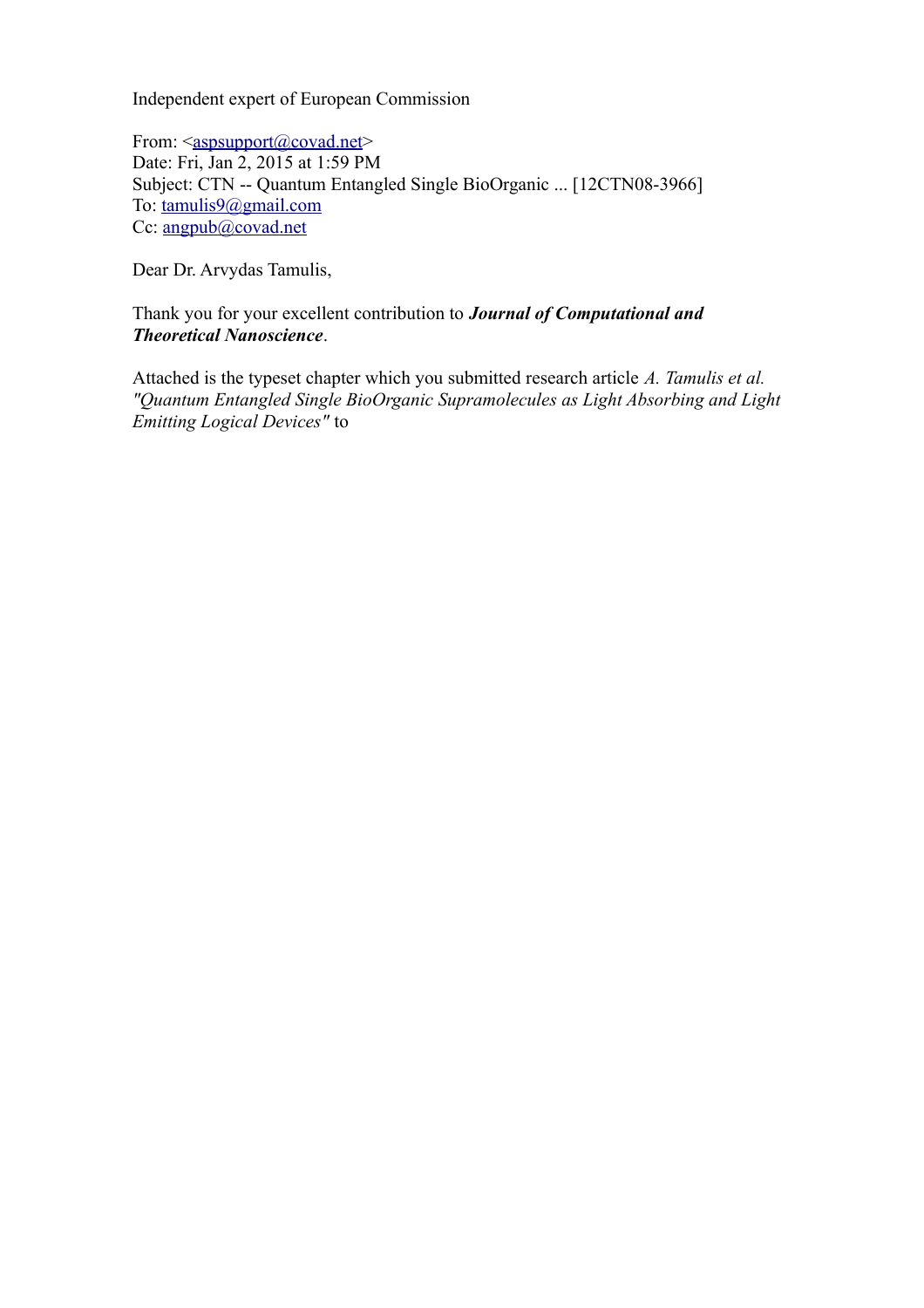Independent expert of European Commission

From: <aspsupport@covad.net>
Date: Fri, Jan 2, 2015 at 1:59 PM
Subject: CTN -- Quantum Entangled Single BioOrganic ... [12CTN08-3966]
To: tamulis9@gmail.com
Cc: angpub@covad.net

Dear Dr. Arvydas Tamulis,

Thank you for your excellent contribution to ***Journal of Computational and Theoretical Nanoscience***.

Attached is the typeset chapter which you submitted research article *A. Tamulis et al. "Quantum Entangled Single BioOrganic Supramolecules as Light Absorbing and Light Emitting Logical Devices"* to